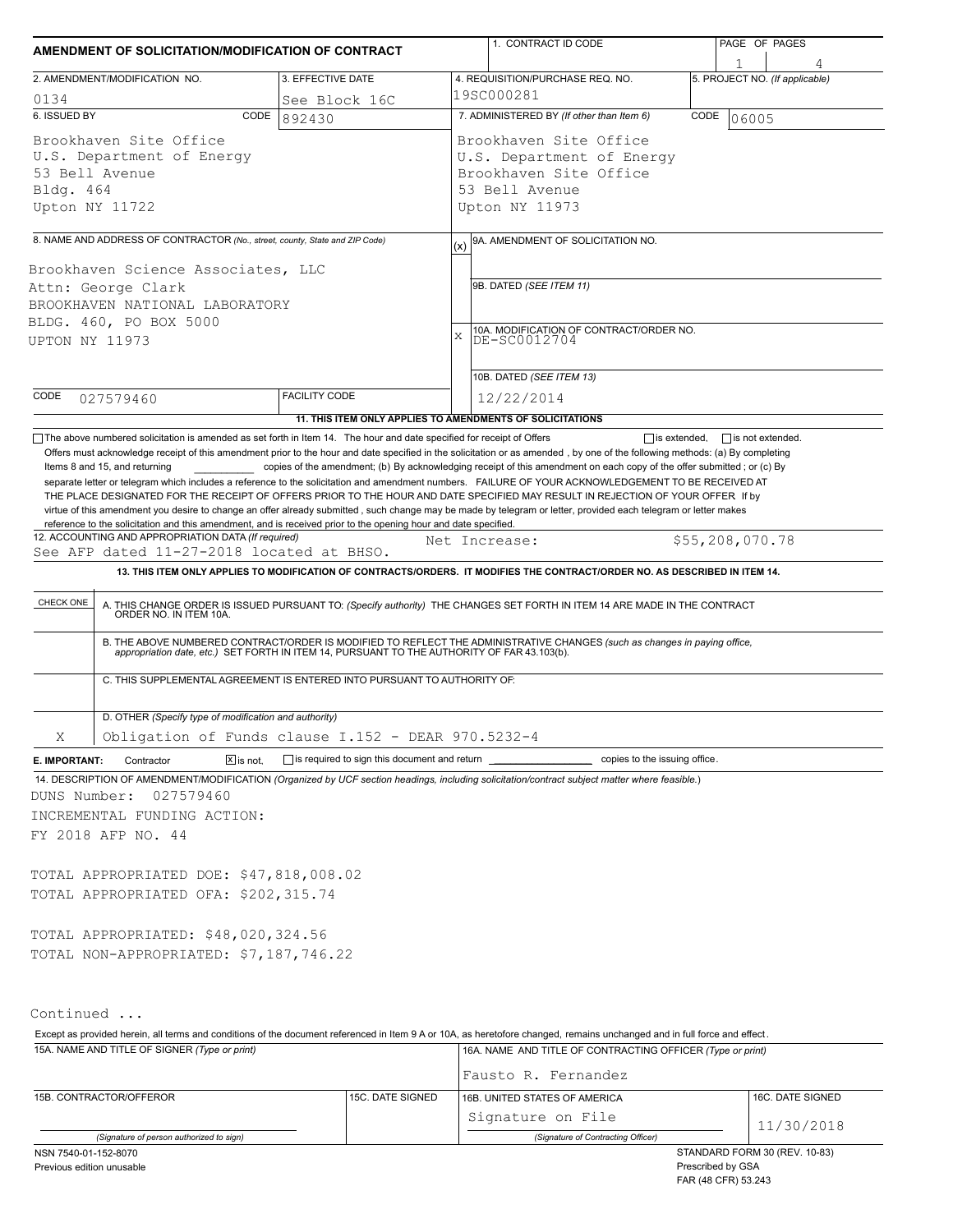# AMENDMENT OF SOLICITATION/MODIFICATION OF CONTRACT

| | |
|---|---|
| 1. CONTRACT ID CODE | PAGE 1 OF 4 PAGES |
| 2. AMENDMENT/MODIFICATION NO. | 0134 |
| 3. EFFECTIVE DATE | See Block 16C |
| 4. REQUISITION/PURCHASE REQ. NO. | 19SC000281 |
| 5. PROJECT NO. (If applicable) | |
| 6. ISSUED BY | CODE 892430 |
| 7. ADMINISTERED BY (If other than Item 6) | CODE 06005 |

**6. ISSUED BY:**
Brookhaven Site Office
U.S. Department of Energy
53 Bell Avenue
Bldg. 464
Upton NY 11722

**7. ADMINISTERED BY:**
Brookhaven Site Office
U.S. Department of Energy
Brookhaven Site Office
53 Bell Avenue
Upton NY 11973

**8. NAME AND ADDRESS OF CONTRACTOR** (No., street, county, State and ZIP Code)
Brookhaven Science Associates, LLC
Attn: George Clark
BROOKHAVEN NATIONAL LABORATORY
BLDG. 460, PO BOX 5000
UPTON NY 11973

CODE 027579460 | FACILITY CODE

(x) 9A. AMENDMENT OF SOLICITATION NO.

9B. DATED (SEE ITEM 11)

X 10A. MODIFICATION OF CONTRACT/ORDER NO. DE-SC0012704

10B. DATED (SEE ITEM 13) 12/22/2014

**11. THIS ITEM ONLY APPLIES TO AMENDMENTS OF SOLICITATIONS**

☐ The above numbered solicitation is amended as set forth in Item 14. The hour and date specified for receipt of Offers ☐ is extended, ☐ is not extended.
Offers must acknowledge receipt of this amendment prior to the hour and date specified in the solicitation or as amended , by one of the following methods: (a) By completing Items 8 and 15, and returning __________ copies of the amendment; (b) By acknowledging receipt of this amendment on each copy of the offer submitted ; or (c) By separate letter or telegram which includes a reference to the solicitation and amendment numbers. FAILURE OF YOUR ACKNOWLEDGEMENT TO BE RECEIVED AT THE PLACE DESIGNATED FOR THE RECEIPT OF OFFERS PRIOR TO THE HOUR AND DATE SPECIFIED MAY RESULT IN REJECTION OF YOUR OFFER If by virtue of this amendment you desire to change an offer already submitted , such change may be made by telegram or letter, provided each telegram or letter makes reference to the solicitation and this amendment, and is received prior to the opening hour and date specified.

**12. ACCOUNTING AND APPROPRIATION DATA** (If required)
See AFP dated 11-27-2018 located at BHSO. Net Increase: $55,208,070.78

**13. THIS ITEM ONLY APPLIES TO MODIFICATION OF CONTRACTS/ORDERS. IT MODIFIES THE CONTRACT/ORDER NO. AS DESCRIBED IN ITEM 14.**

| CHECK ONE | |
|---|---|
| | A. THIS CHANGE ORDER IS ISSUED PURSUANT TO: (Specify authority) THE CHANGES SET FORTH IN ITEM 14 ARE MADE IN THE CONTRACT ORDER NO. IN ITEM 10A. |
| | B. THE ABOVE NUMBERED CONTRACT/ORDER IS MODIFIED TO REFLECT THE ADMINISTRATIVE CHANGES (such as changes in paying office, appropriation date, etc.) SET FORTH IN ITEM 14, PURSUANT TO THE AUTHORITY OF FAR 43.103(b). |
| | C. THIS SUPPLEMENTAL AGREEMENT IS ENTERED INTO PURSUANT TO AUTHORITY OF: |
| X | D. OTHER (Specify type of modification and authority) Obligation of Funds clause I.152 - DEAR 970.5232-4 |

**E. IMPORTANT:** Contractor ☒ is not, ☐ is required to sign this document and return __________ copies to the issuing office.

**14. DESCRIPTION OF AMENDMENT/MODIFICATION** (Organized by UCF section headings, including solicitation/contract subject matter where feasible.)

DUNS Number: 027579460
INCREMENTAL FUNDING ACTION:
FY 2018 AFP NO. 44

TOTAL APPROPRIATED DOE: $47,818,008.02
TOTAL APPROPRIATED OFA: $202,315.74

TOTAL APPROPRIATED: $48,020,324.56
TOTAL NON-APPROPRIATED: $7,187,746.22

Continued ...

Except as provided herein, all terms and conditions of the document referenced in Item 9 A or 10A, as heretofore changed, remains unchanged and in full force and effect.

| | | | |
|---|---|---|---|
| 15A. NAME AND TITLE OF SIGNER (Type or print) | | 16A. NAME AND TITLE OF CONTRACTING OFFICER (Type or print) Fausto R. Fernandez | |
| 15B. CONTRACTOR/OFFEROR | 15C. DATE SIGNED | 16B. UNITED STATES OF AMERICA Signature on File | 16C. DATE SIGNED 11/30/2018 |
| (Signature of person authorized to sign) | | (Signature of Contracting Officer) | |

NSN 7540-01-152-8070
Previous edition unusable

STANDARD FORM 30 (REV. 10-83)
Prescribed by GSA
FAR (48 CFR) 53.243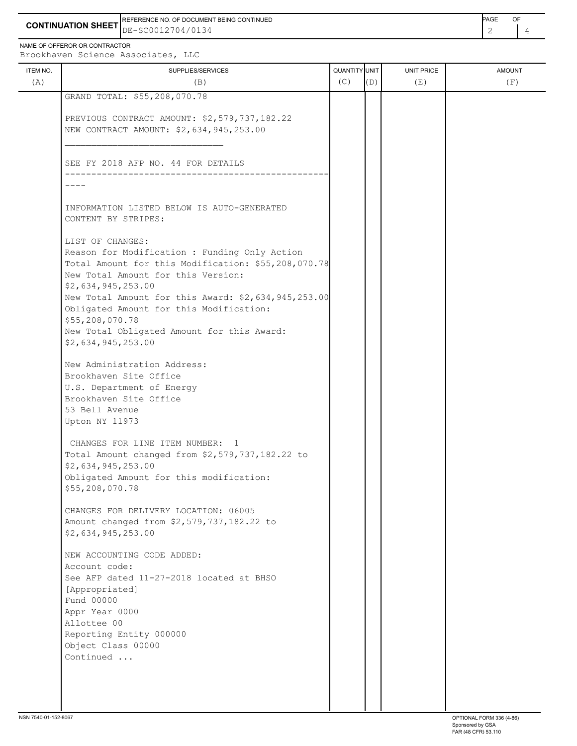**CONTINUATION SHEET**

REFERENCE NO. OF DOCUMENT BEING CONTINUED
DE-SC0012704/0134

NAME OF OFFEROR OR CONTRACTOR
Brookhaven Science Associates, LLC

| ITEM NO. (A) | SUPPLIES/SERVICES (B) | QUANTITY (C) | UNIT (D) | UNIT PRICE (E) | AMOUNT (F) |
|---|---|---|---|---|---|
| | GRAND TOTAL: $55,208,070.78 | | | | |

PREVIOUS CONTRACT AMOUNT: $2,579,737,182.22
NEW CONTRACT AMOUNT: $2,634,945,253.00

______________________________

SEE FY 2018 AFP NO. 44 FOR DETAILS

--------------------------------------------------
----

INFORMATION LISTED BELOW IS AUTO-GENERATED
CONTENT BY STRIPES:

LIST OF CHANGES:
Reason for Modification : Funding Only Action
Total Amount for this Modification: $55,208,070.78
New Total Amount for this Version:
$2,634,945,253.00
New Total Amount for this Award: $2,634,945,253.00
Obligated Amount for this Modification:
$55,208,070.78
New Total Obligated Amount for this Award:
$2,634,945,253.00

New Administration Address:
Brookhaven Site Office
U.S. Department of Energy
Brookhaven Site Office
53 Bell Avenue
Upton NY 11973

CHANGES FOR LINE ITEM NUMBER: 1
Total Amount changed from $2,579,737,182.22 to
$2,634,945,253.00
Obligated Amount for this modification:
$55,208,070.78

CHANGES FOR DELIVERY LOCATION: 06005
Amount changed from $2,579,737,182.22 to
$2,634,945,253.00

NEW ACCOUNTING CODE ADDED:
Account code:
See AFP dated 11-27-2018 located at BHSO
[Appropriated]
Fund 00000
Appr Year 0000
Allottee 00
Reporting Entity 000000
Object Class 00000
Continued ...

NSN 7540-01-152-8067

OPTIONAL FORM 336 (4-86)
Sponsored by GSA
FAR (48 CFR) 53.110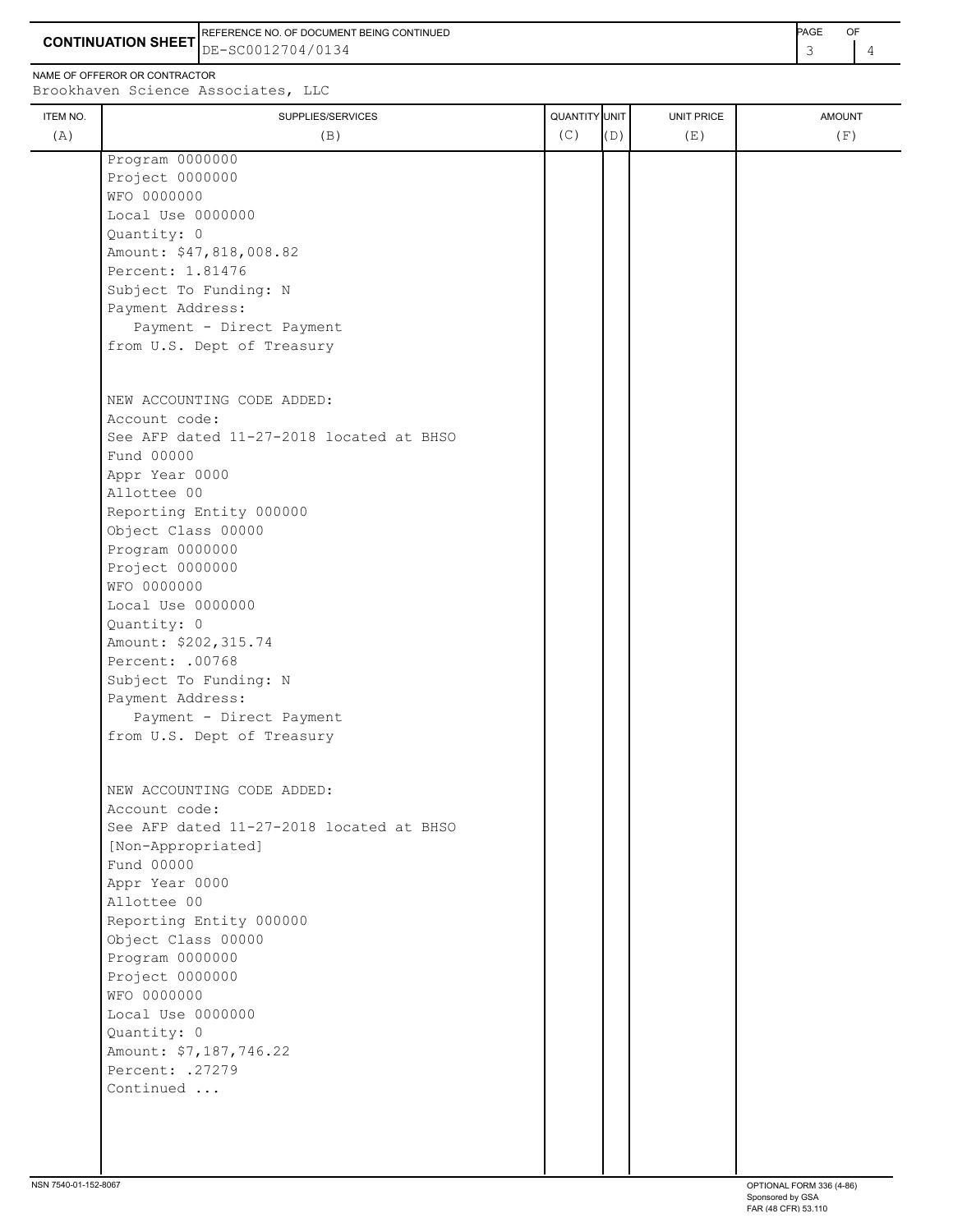**CONTINUATION SHEET**

REFERENCE NO. OF DOCUMENT BEING CONTINUED: DE-SC0012704/0134

NAME OF OFFEROR OR CONTRACTOR: Brookhaven Science Associates, LLC

| ITEM NO. (A) | SUPPLIES/SERVICES (B) | QUANTITY (C) | UNIT (D) | UNIT PRICE (E) | AMOUNT (F) |
|---|---|---|---|---|---|
| | Program 0000000<br>Project 0000000<br>WFO 0000000<br>Local Use 0000000<br>Quantity: 0<br>Amount: $47,818,008.82<br>Percent: 1.81476<br>Subject To Funding: N<br>Payment Address:<br>Payment - Direct Payment<br>from U.S. Dept of Treasury<br><br>NEW ACCOUNTING CODE ADDED:<br>Account code:<br>See AFP dated 11-27-2018 located at BHSO<br>Fund 00000<br>Appr Year 0000<br>Allottee 00<br>Reporting Entity 000000<br>Object Class 00000<br>Program 0000000<br>Project 0000000<br>WFO 0000000<br>Local Use 0000000<br>Quantity: 0<br>Amount: $202,315.74<br>Percent: .00768<br>Subject To Funding: N<br>Payment Address:<br>Payment - Direct Payment<br>from U.S. Dept of Treasury<br><br>NEW ACCOUNTING CODE ADDED:<br>Account code:<br>See AFP dated 11-27-2018 located at BHSO<br>[Non-Appropriated]<br>Fund 00000<br>Appr Year 0000<br>Allottee 00<br>Reporting Entity 000000<br>Object Class 00000<br>Program 0000000<br>Project 0000000<br>WFO 0000000<br>Local Use 0000000<br>Quantity: 0<br>Amount: $7,187,746.22<br>Percent: .27279<br>Continued ... | | | | |

NSN 7540-01-152-8067

OPTIONAL FORM 336 (4-86)
Sponsored by GSA
FAR (48 CFR) 53.110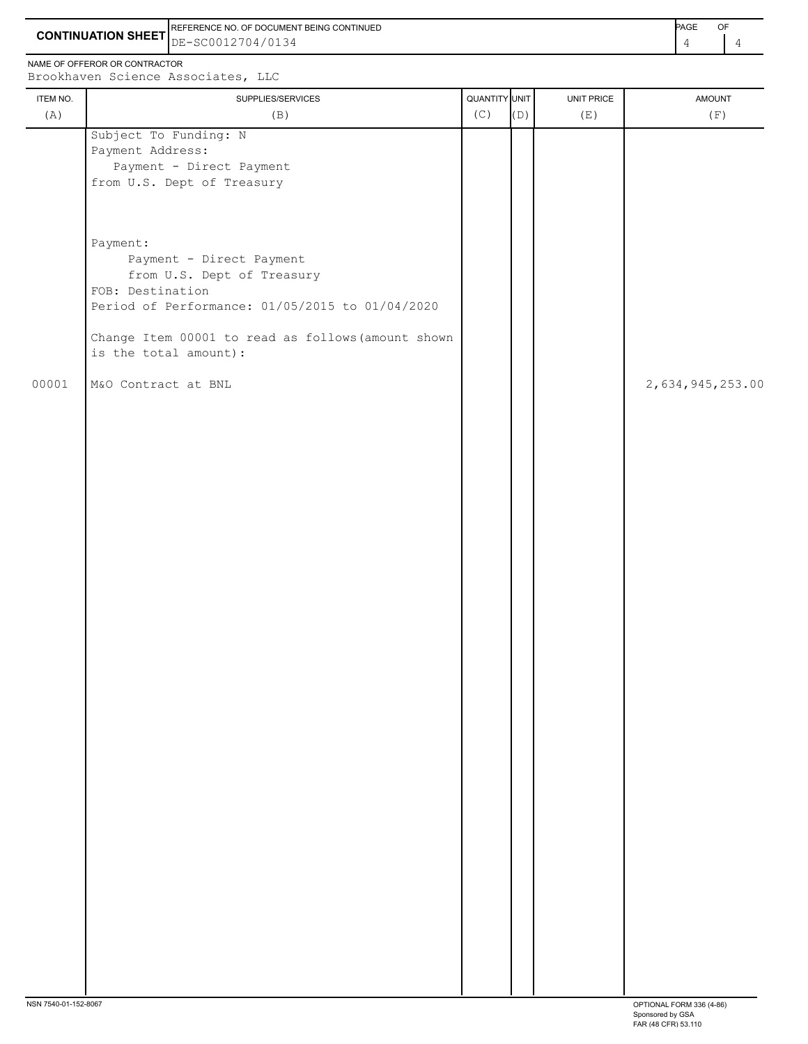**CONTINUATION SHEET**

REFERENCE NO. OF DOCUMENT BEING CONTINUED
DE-SC0012704/0134

NAME OF OFFEROR OR CONTRACTOR
Brookhaven Science Associates, LLC

| ITEM NO. (A) | SUPPLIES/SERVICES (B) | QUANTITY (C) | UNIT (D) | UNIT PRICE (E) | AMOUNT (F) |
|---|---|---|---|---|---|
| | Subject To Funding: N<br>Payment Address:<br>Payment - Direct Payment<br>from U.S. Dept of Treasury<br><br>Payment:<br>Payment - Direct Payment<br>from U.S. Dept of Treasury<br>FOB: Destination<br>Period of Performance: 01/05/2015 to 01/04/2020<br><br>Change Item 00001 to read as follows(amount shown is the total amount): | | | | |
| 00001 | M&O Contract at BNL | | | | 2,634,945,253.00 |

NSN 7540-01-152-8067

OPTIONAL FORM 336 (4-86)
Sponsored by GSA
FAR (48 CFR) 53.110